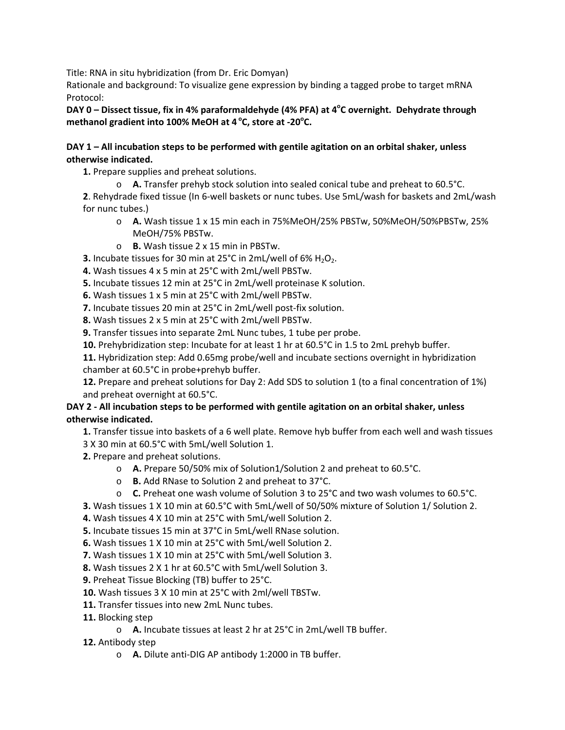Title: RNA in situ hybridization (from Dr. Eric Domyan)

Rationale and background: To visualize gene expression by binding a tagged probe to target mRNA

Protocol:

**DAY 0 – Dissect tissue, fix in 4% paraformaldehyde (4% PFA) at 4°C overnight. Dehydrate through methanol gradient into 100% MeOH at 4°C, store at -20°C.**

**DAY 1 – All incubation steps to be performed with gentile agitation on an orbital shaker, unless otherwise indicated.**

**1.** Prepare supplies and preheat solutions.

- **A.** Transfer prehyb stock solution into sealed conical tube and preheat to 60.5°C.

**2**. Rehydrade fixed tissue (In 6-well baskets or nunc tubes. Use 5mL/wash for baskets and 2mL/wash for nunc tubes.)

- **A.** Wash tissue 1 x 15 min each in 75%MeOH/25% PBSTw, 50%MeOH/50%PBSTw, 25% MeOH/75% PBSTw.
- **B.** Wash tissue 2 x 15 min in PBSTw.

**3.** Incubate tissues for 30 min at 25°C in 2mL/well of 6% $H_2O_2$.

**4.** Wash tissues 4 x 5 min at 25°C with 2mL/well PBSTw.

**5.** Incubate tissues 12 min at 25°C in 2mL/well proteinase K solution.

**6.** Wash tissues 1 x 5 min at 25°C with 2mL/well PBSTw.

**7.** Incubate tissues 20 min at 25°C in 2mL/well post-fix solution.

**8.** Wash tissues 2 x 5 min at 25°C with 2mL/well PBSTw.

**9.** Transfer tissues into separate 2mL Nunc tubes, 1 tube per probe.

**10.** Prehybridization step: Incubate for at least 1 hr at 60.5°C in 1.5 to 2mL prehyb buffer.

**11.** Hybridization step: Add 0.65mg probe/well and incubate sections overnight in hybridization chamber at 60.5°C in probe+prehyb buffer.

**12.** Prepare and preheat solutions for Day 2: Add SDS to solution 1 (to a final concentration of 1%) and preheat overnight at 60.5°C.

**DAY 2 - All incubation steps to be performed with gentile agitation on an orbital shaker, unless otherwise indicated.**

**1.** Transfer tissue into baskets of a 6 well plate. Remove hyb buffer from each well and wash tissues 3 X 30 min at 60.5°C with 5mL/well Solution 1.

**2.** Prepare and preheat solutions.

- **A.** Prepare 50/50% mix of Solution1/Solution 2 and preheat to 60.5°C.
- **B.** Add RNase to Solution 2 and preheat to 37°C.
- **C.** Preheat one wash volume of Solution 3 to 25°C and two wash volumes to 60.5°C.

**3.** Wash tissues 1 X 10 min at 60.5°C with 5mL/well of 50/50% mixture of Solution 1/ Solution 2.

**4.** Wash tissues 4 X 10 min at 25°C with 5mL/well Solution 2.

**5.** Incubate tissues 15 min at 37°C in 5mL/well RNase solution.

**6.** Wash tissues 1 X 10 min at 25°C with 5mL/well Solution 2.

**7.** Wash tissues 1 X 10 min at 25°C with 5mL/well Solution 3.

**8.** Wash tissues 2 X 1 hr at 60.5°C with 5mL/well Solution 3.

**9.** Preheat Tissue Blocking (TB) buffer to 25°C.

**10.** Wash tissues 3 X 10 min at 25°C with 2ml/well TBSTw.

**11.** Transfer tissues into new 2mL Nunc tubes.

**11.** Blocking step

- **A.** Incubate tissues at least 2 hr at 25°C in 2mL/well TB buffer.

**12.** Antibody step

- **A.** Dilute anti-DIG AP antibody 1:2000 in TB buffer.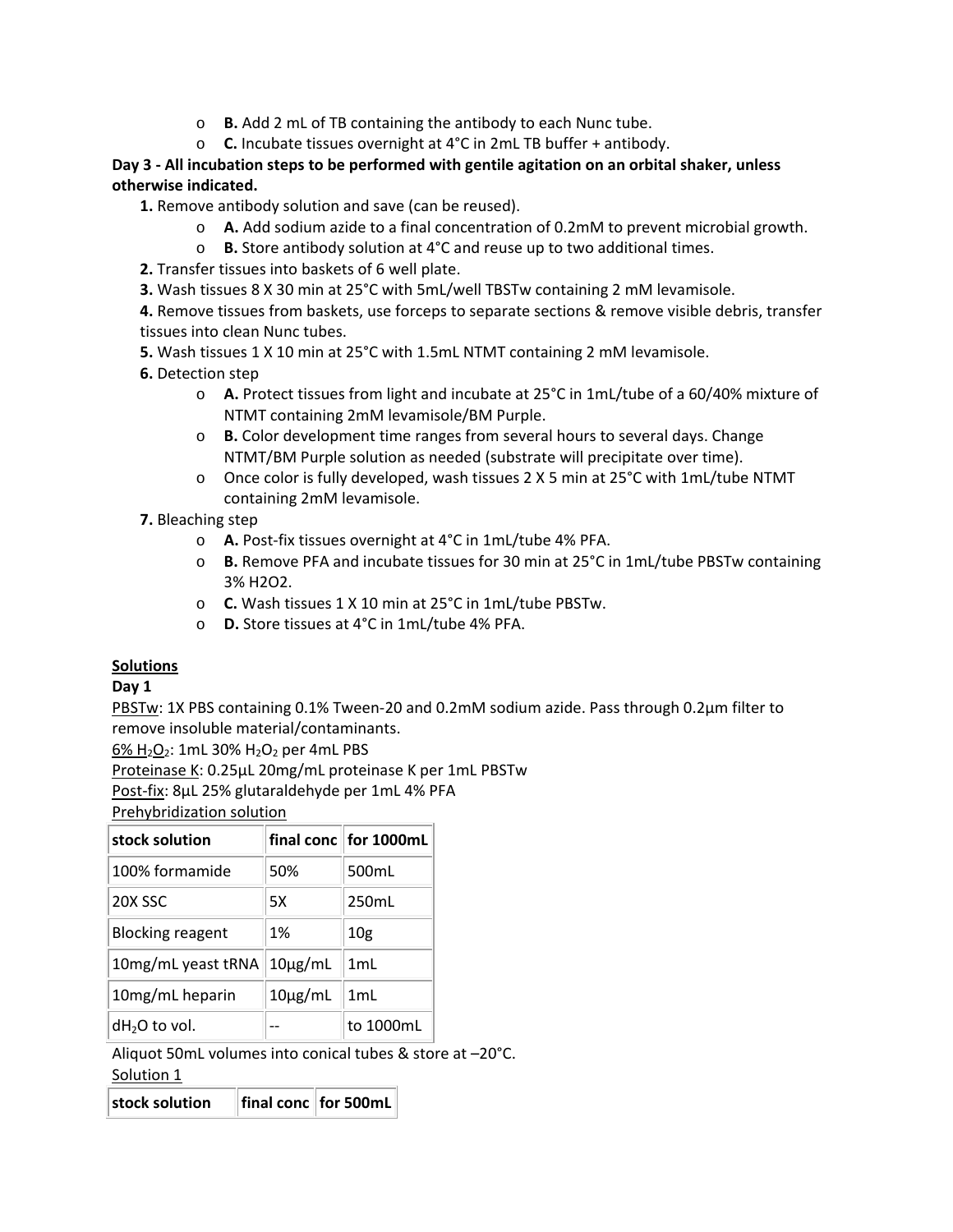- **B.** Add 2 mL of TB containing the antibody to each Nunc tube.
- **C.** Incubate tissues overnight at 4°C in 2mL TB buffer + antibody.

**Day 3 - All incubation steps to be performed with gentile agitation on an orbital shaker, unless otherwise indicated.**

**1.** Remove antibody solution and save (can be reused).

- **A.** Add sodium azide to a final concentration of 0.2mM to prevent microbial growth.
- **B.** Store antibody solution at 4°C and reuse up to two additional times.

**2.** Transfer tissues into baskets of 6 well plate.

**3.** Wash tissues 8 X 30 min at 25°C with 5mL/well TBSTw containing 2 mM levamisole.

**4.** Remove tissues from baskets, use forceps to separate sections & remove visible debris, transfer tissues into clean Nunc tubes.

**5.** Wash tissues 1 X 10 min at 25°C with 1.5mL NTMT containing 2 mM levamisole.

**6.** Detection step

- **A.** Protect tissues from light and incubate at 25°C in 1mL/tube of a 60/40% mixture of NTMT containing 2mM levamisole/BM Purple.
- **B.** Color development time ranges from several hours to several days. Change NTMT/BM Purple solution as needed (substrate will precipitate over time).
- Once color is fully developed, wash tissues 2 X 5 min at 25°C with 1mL/tube NTMT containing 2mM levamisole.

**7.** Bleaching step

- **A.** Post-fix tissues overnight at 4°C in 1mL/tube 4% PFA.
- **B.** Remove PFA and incubate tissues for 30 min at 25°C in 1mL/tube PBSTw containing 3% H2O2.
- **C.** Wash tissues 1 X 10 min at 25°C in 1mL/tube PBSTw.
- **D.** Store tissues at 4°C in 1mL/tube 4% PFA.

## Solutions

**Day 1**

PBSTw: 1X PBS containing 0.1% Tween-20 and 0.2mM sodium azide. Pass through 0.2µm filter to remove insoluble material/contaminants.

6% $H_2O_2$: 1mL 30% $H_2O_2$ per 4mL PBS

Proteinase K: 0.25µL 20mg/mL proteinase K per 1mL PBSTw

Post-fix: 8µL 25% glutaraldehyde per 1mL 4% PFA

Prehybridization solution

| stock solution | final conc | for 1000mL |
|---|---|---|
| 100% formamide | 50% | 500mL |
| 20X SSC | 5X | 250mL |
| Blocking reagent | 1% | 10g |
| 10mg/mL yeast tRNA | 10µg/mL | 1mL |
| 10mg/mL heparin | 10µg/mL | 1mL |
| $dH_2O$ to vol. | -- | to 1000mL |

Aliquot 50mL volumes into conical tubes & store at –20°C.

Solution 1

| stock solution | final conc | for 500mL |
|---|---|---|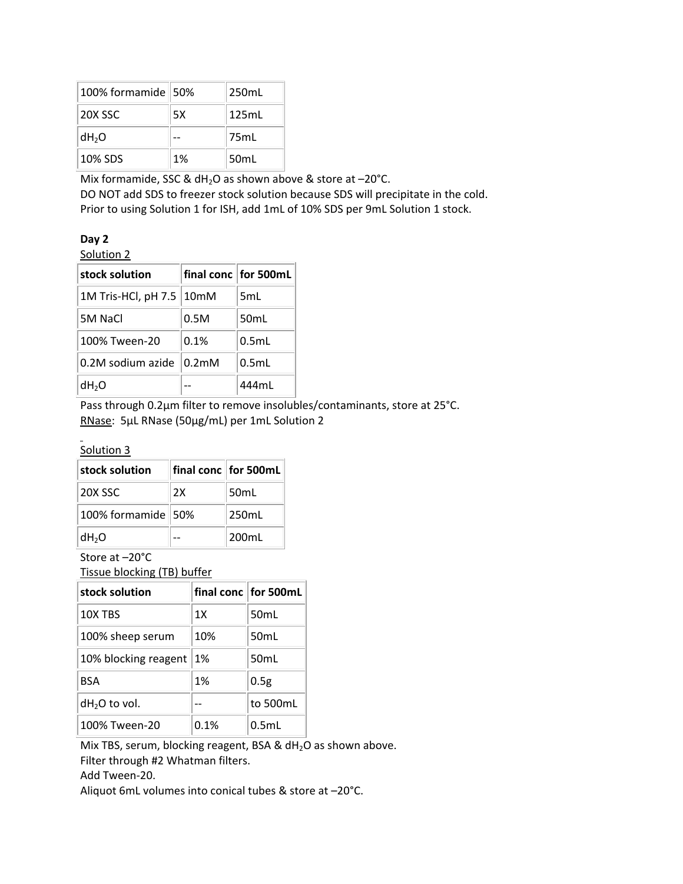| 100% formamide | 50% | 250mL |
| --- | --- | --- |
| 20X SSC | 5X | 125mL |
| $dH_2O$ | -- | 75mL |
| 10% SDS | 1% | 50mL |

Mix formamide, SSC & $dH_2O$ as shown above & store at –20°C.
DO NOT add SDS to freezer stock solution because SDS will precipitate in the cold.
Prior to using Solution 1 for ISH, add 1mL of 10% SDS per 9mL Solution 1 stock.

**Day 2**

Solution 2

| stock solution | final conc | for 500mL |
| --- | --- | --- |
| 1M Tris-HCl, pH 7.5 | 10mM | 5mL |
| 5M NaCl | 0.5M | 50mL |
| 100% Tween-20 | 0.1% | 0.5mL |
| 0.2M sodium azide | 0.2mM | 0.5mL |
| $dH_2O$ | -- | 444mL |

Pass through 0.2µm filter to remove insolubles/contaminants, store at 25°C.
RNase: 5µL RNase (50µg/mL) per 1mL Solution 2

Solution 3

| stock solution | final conc | for 500mL |
| --- | --- | --- |
| 20X SSC | 2X | 50mL |
| 100% formamide | 50% | 250mL |
| $dH_2O$ | -- | 200mL |

Store at –20°C

Tissue blocking (TB) buffer

| stock solution | final conc | for 500mL |
| --- | --- | --- |
| 10X TBS | 1X | 50mL |
| 100% sheep serum | 10% | 50mL |
| 10% blocking reagent | 1% | 50mL |
| BSA | 1% | 0.5g |
| $dH_2O$ to vol. | -- | to 500mL |
| 100% Tween-20 | 0.1% | 0.5mL |

Mix TBS, serum, blocking reagent, BSA & $dH_2O$ as shown above.
Filter through #2 Whatman filters.
Add Tween-20.
Aliquot 6mL volumes into conical tubes & store at –20°C.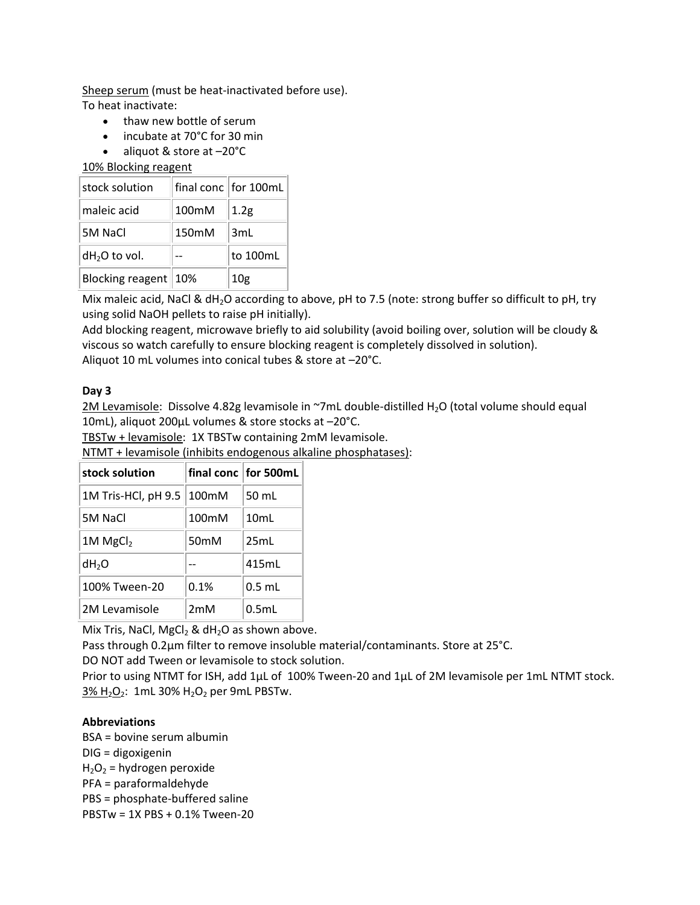<u>Sheep serum</u> (must be heat-inactivated before use).

To heat inactivate:

- thaw new bottle of serum
- incubate at 70°C for 30 min
- aliquot & store at –20°C

<u>10% Blocking reagent</u>

| stock solution | final conc | for 100mL |
|---|---|---|
| maleic acid | 100mM | 1.2g |
| 5M NaCl | 150mM | 3mL |
| $dH_2O$ to vol. | -- | to 100mL |
| Blocking reagent | 10% | 10g |

Mix maleic acid, NaCl & $dH_2O$ according to above, pH to 7.5 (note: strong buffer so difficult to pH, try using solid NaOH pellets to raise pH initially).

Add blocking reagent, microwave briefly to aid solubility (avoid boiling over, solution will be cloudy & viscous so watch carefully to ensure blocking reagent is completely dissolved in solution).

Aliquot 10 mL volumes into conical tubes & store at –20°C.

**Day 3**

<u>2M Levamisole</u>: Dissolve 4.82g levamisole in ~7mL double-distilled $H_2O$ (total volume should equal 10mL), aliquot 200µL volumes & store stocks at –20°C.

<u>TBSTw + levamisole</u>: 1X TBSTw containing 2mM levamisole.

<u>NTMT + levamisole (inhibits endogenous alkaline phosphatases)</u>:

| **stock solution** | **final conc** | **for 500mL** |
|---|---|---|
| 1M Tris-HCl, pH 9.5 | 100mM | 50 mL |
| 5M NaCl | 100mM | 10mL |
| 1M $MgCl_2$ | 50mM | 25mL |
| $dH_2O$ | -- | 415mL |
| 100% Tween-20 | 0.1% | 0.5 mL |
| 2M Levamisole | 2mM | 0.5mL |

Mix Tris, NaCl, $MgCl_2$ & $dH_2O$ as shown above.

Pass through 0.2µm filter to remove insoluble material/contaminants. Store at 25°C.

DO NOT add Tween or levamisole to stock solution.

Prior to using NTMT for ISH, add 1µL of 100% Tween-20 and 1µL of 2M levamisole per 1mL NTMT stock.

<u>3% $H_2O_2$</u>: 1mL 30% $H_2O_2$ per 9mL PBSTw.

**Abbreviations**

BSA = bovine serum albumin
DIG = digoxigenin
$H_2O_2$ = hydrogen peroxide
PFA = paraformaldehyde
PBS = phosphate-buffered saline
PBSTw = 1X PBS + 0.1% Tween-20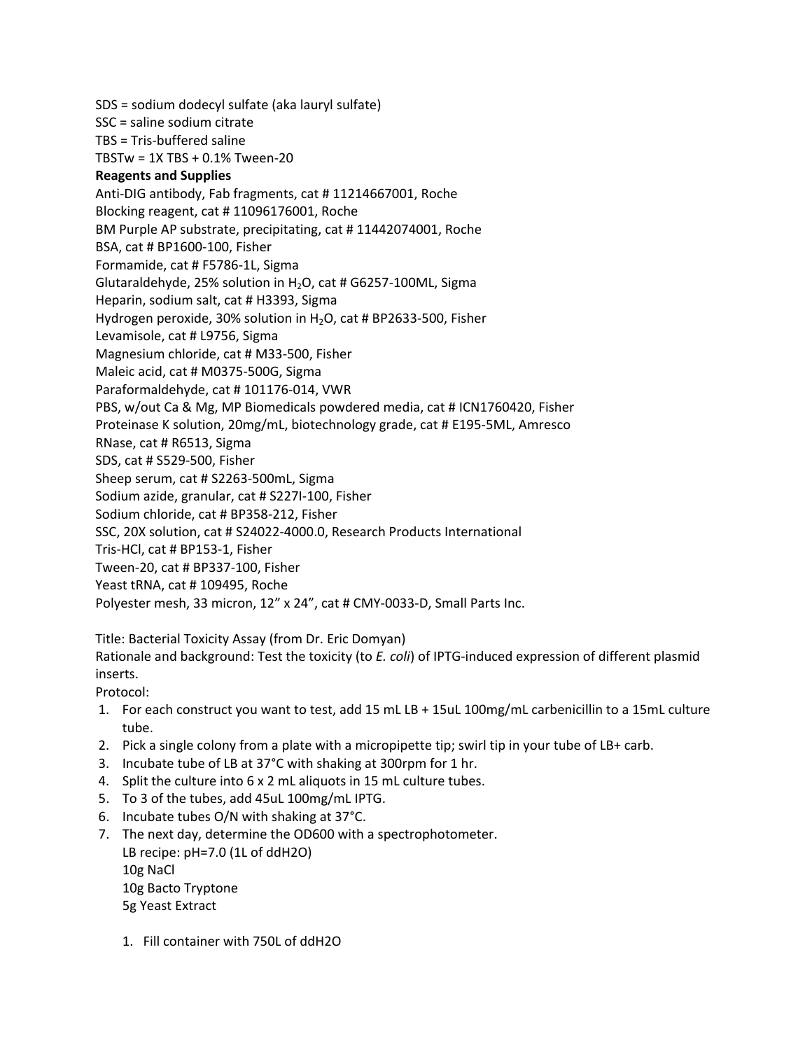SDS = sodium dodecyl sulfate (aka lauryl sulfate)
SSC = saline sodium citrate
TBS = Tris-buffered saline
TBSTw = 1X TBS + 0.1% Tween-20

**Reagents and Supplies**

Anti-DIG antibody, Fab fragments, cat # 11214667001, Roche
Blocking reagent, cat # 11096176001, Roche
BM Purple AP substrate, precipitating, cat # 11442074001, Roche
BSA, cat # BP1600-100, Fisher
Formamide, cat # F5786-1L, Sigma
Glutaraldehyde, 25% solution in $H_2O$, cat # G6257-100ML, Sigma
Heparin, sodium salt, cat # H3393, Sigma
Hydrogen peroxide, 30% solution in $H_2O$, cat # BP2633-500, Fisher
Levamisole, cat # L9756, Sigma
Magnesium chloride, cat # M33-500, Fisher
Maleic acid, cat # M0375-500G, Sigma
Paraformaldehyde, cat # 101176-014, VWR
PBS, w/out Ca & Mg, MP Biomedicals powdered media, cat # ICN1760420, Fisher
Proteinase K solution, 20mg/mL, biotechnology grade, cat # E195-5ML, Amresco
RNase, cat # R6513, Sigma
SDS, cat # S529-500, Fisher
Sheep serum, cat # S2263-500mL, Sigma
Sodium azide, granular, cat # S227I-100, Fisher
Sodium chloride, cat # BP358-212, Fisher
SSC, 20X solution, cat # S24022-4000.0, Research Products International
Tris-HCl, cat # BP153-1, Fisher
Tween-20, cat # BP337-100, Fisher
Yeast tRNA, cat # 109495, Roche
Polyester mesh, 33 micron, 12" x 24", cat # CMY-0033-D, Small Parts Inc.

Title: Bacterial Toxicity Assay (from Dr. Eric Domyan)
Rationale and background: Test the toxicity (to *E. coli*) of IPTG-induced expression of different plasmid inserts.
Protocol:

1. For each construct you want to test, add 15 mL LB + 15uL 100mg/mL carbenicillin to a 15mL culture tube.
2. Pick a single colony from a plate with a micropipette tip; swirl tip in your tube of LB+ carb.
3. Incubate tube of LB at 37°C with shaking at 300rpm for 1 hr.
4. Split the culture into 6 x 2 mL aliquots in 15 mL culture tubes.
5. To 3 of the tubes, add 45uL 100mg/mL IPTG.
6. Incubate tubes O/N with shaking at 37°C.
7. The next day, determine the OD600 with a spectrophotometer.
   LB recipe: pH=7.0 (1L of ddH2O)
   10g NaCl
   10g Bacto Tryptone
   5g Yeast Extract

   1. Fill container with 750L of ddH2O